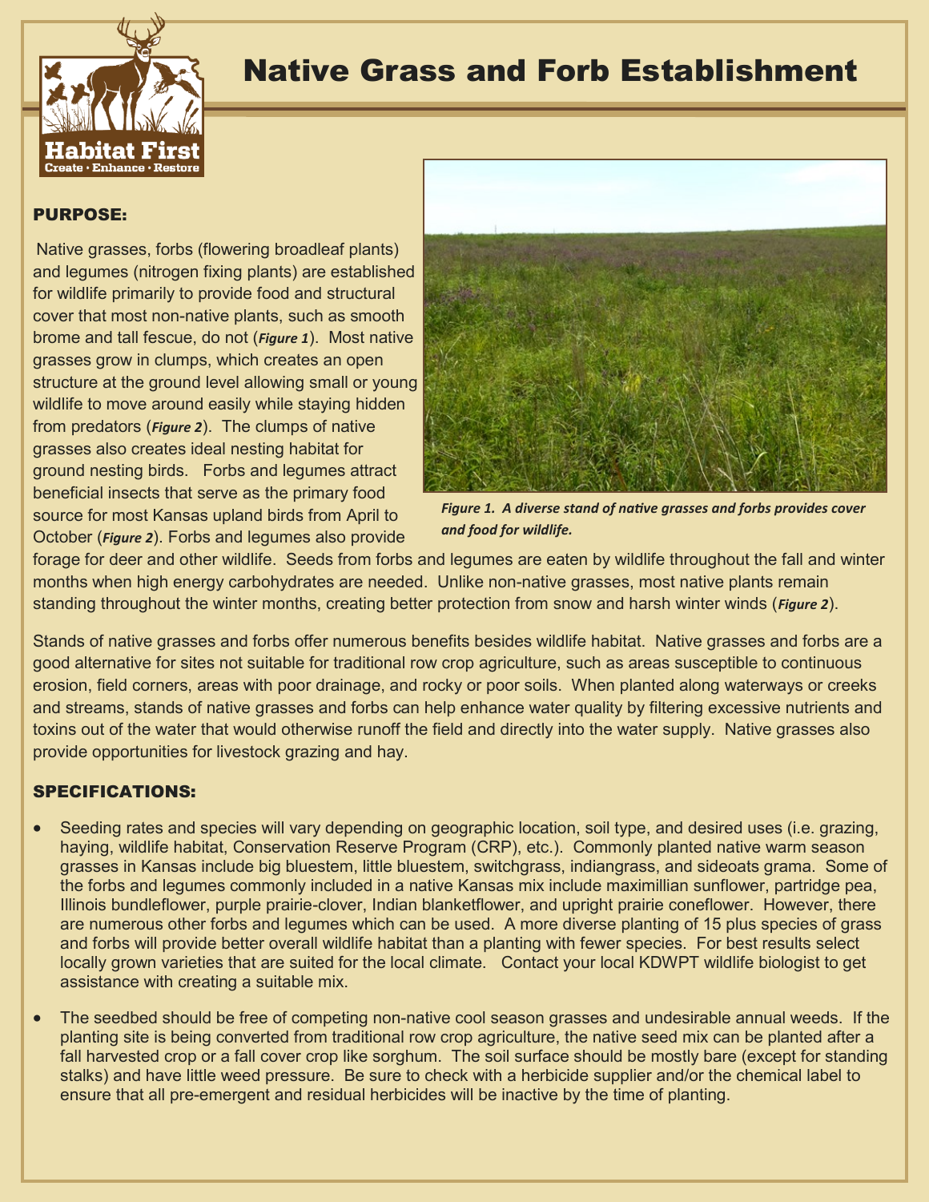# Native Grass and Forb Establishment

## PURPOSE:

Native grasses, forbs (flowering broadleaf plants) and legumes (nitrogen fixing plants) are established for wildlife primarily to provide food and structural cover that most non-native plants, such as smooth brome and tall fescue, do not (***Figure 1***). Most native grasses grow in clumps, which creates an open structure at the ground level allowing small or young wildlife to move around easily while staying hidden from predators (***Figure 2***). The clumps of native grasses also creates ideal nesting habitat for ground nesting birds. Forbs and legumes attract beneficial insects that serve as the primary food source for most Kansas upland birds from April to October (***Figure 2***). Forbs and legumes also provide forage for deer and other wildlife. Seeds from forbs and legumes are eaten by wildlife throughout the fall and winter months when high energy carbohydrates are needed. Unlike non-native grasses, most native plants remain standing throughout the winter months, creating better protection from snow and harsh winter winds (***Figure 2***).

***Figure 1. A diverse stand of native grasses and forbs provides cover and food for wildlife.***

Stands of native grasses and forbs offer numerous benefits besides wildlife habitat. Native grasses and forbs are a good alternative for sites not suitable for traditional row crop agriculture, such as areas susceptible to continuous erosion, field corners, areas with poor drainage, and rocky or poor soils. When planted along waterways or creeks and streams, stands of native grasses and forbs can help enhance water quality by filtering excessive nutrients and toxins out of the water that would otherwise runoff the field and directly into the water supply. Native grasses also provide opportunities for livestock grazing and hay.

## SPECIFICATIONS:

- Seeding rates and species will vary depending on geographic location, soil type, and desired uses (i.e. grazing, haying, wildlife habitat, Conservation Reserve Program (CRP), etc.). Commonly planted native warm season grasses in Kansas include big bluestem, little bluestem, switchgrass, indiangrass, and sideoats grama. Some of the forbs and legumes commonly included in a native Kansas mix include maximillian sunflower, partridge pea, Illinois bundleflower, purple prairie-clover, Indian blanketflower, and upright prairie coneflower. However, there are numerous other forbs and legumes which can be used. A more diverse planting of 15 plus species of grass and forbs will provide better overall wildlife habitat than a planting with fewer species. For best results select locally grown varieties that are suited for the local climate. Contact your local KDWPT wildlife biologist to get assistance with creating a suitable mix.
- The seedbed should be free of competing non-native cool season grasses and undesirable annual weeds. If the planting site is being converted from traditional row crop agriculture, the native seed mix can be planted after a fall harvested crop or a fall cover crop like sorghum. The soil surface should be mostly bare (except for standing stalks) and have little weed pressure. Be sure to check with a herbicide supplier and/or the chemical label to ensure that all pre-emergent and residual herbicides will be inactive by the time of planting.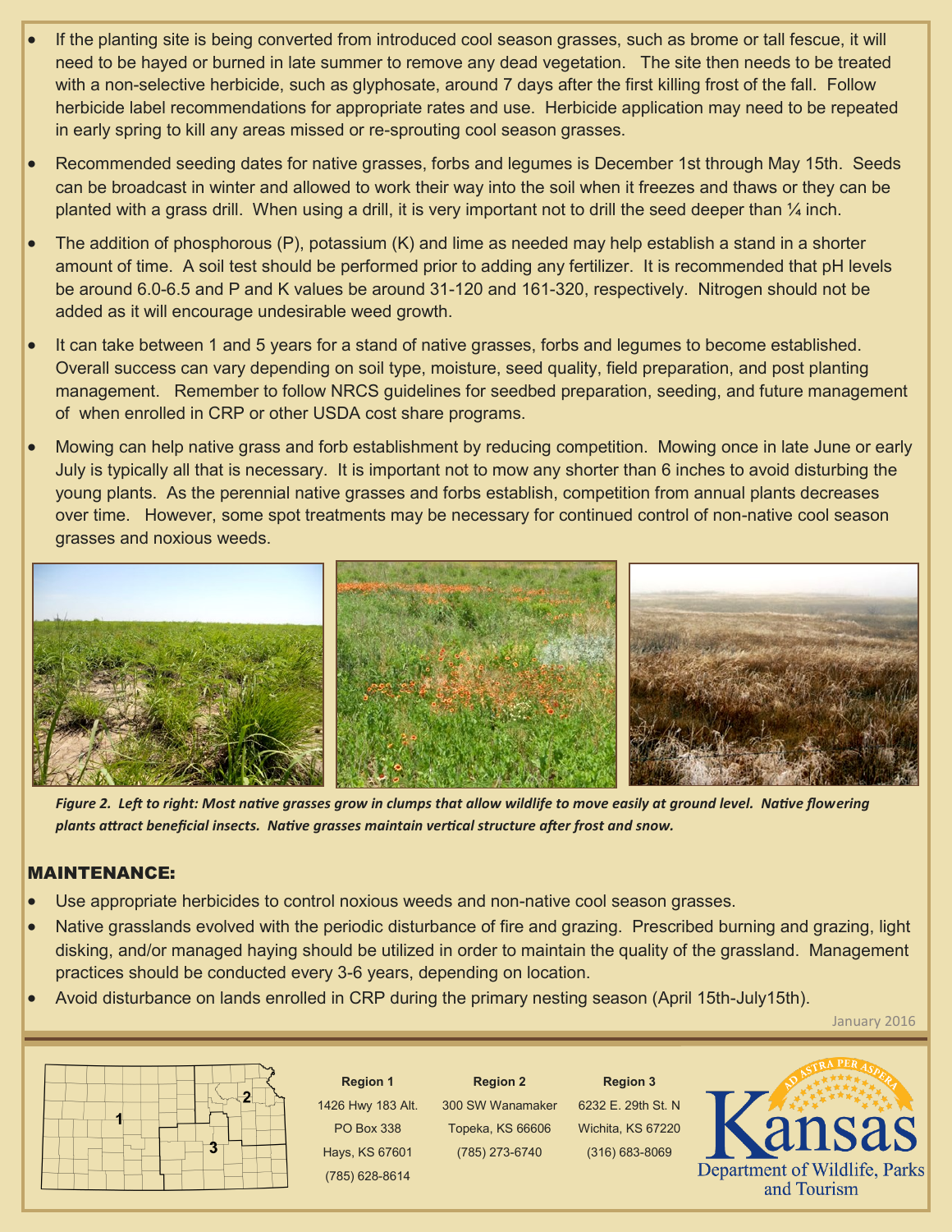- If the planting site is being converted from introduced cool season grasses, such as brome or tall fescue, it will need to be hayed or burned in late summer to remove any dead vegetation. The site then needs to be treated with a non-selective herbicide, such as glyphosate, around 7 days after the first killing frost of the fall. Follow herbicide label recommendations for appropriate rates and use. Herbicide application may need to be repeated in early spring to kill any areas missed or re-sprouting cool season grasses.
- Recommended seeding dates for native grasses, forbs and legumes is December 1st through May 15th. Seeds can be broadcast in winter and allowed to work their way into the soil when it freezes and thaws or they can be planted with a grass drill. When using a drill, it is very important not to drill the seed deeper than ¼ inch.
- The addition of phosphorous (P), potassium (K) and lime as needed may help establish a stand in a shorter amount of time. A soil test should be performed prior to adding any fertilizer. It is recommended that pH levels be around 6.0-6.5 and P and K values be around 31-120 and 161-320, respectively. Nitrogen should not be added as it will encourage undesirable weed growth.
- It can take between 1 and 5 years for a stand of native grasses, forbs and legumes to become established. Overall success can vary depending on soil type, moisture, seed quality, field preparation, and post planting management. Remember to follow NRCS guidelines for seedbed preparation, seeding, and future management of when enrolled in CRP or other USDA cost share programs.
- Mowing can help native grass and forb establishment by reducing competition. Mowing once in late June or early July is typically all that is necessary. It is important not to mow any shorter than 6 inches to avoid disturbing the young plants. As the perennial native grasses and forbs establish, competition from annual plants decreases over time. However, some spot treatments may be necessary for continued control of non-native cool season grasses and noxious weeds.

*Figure 2. Left to right: Most native grasses grow in clumps that allow wildlife to move easily at ground level. Native flowering plants attract beneficial insects. Native grasses maintain vertical structure after frost and snow.*

## MAINTENANCE:

- Use appropriate herbicides to control noxious weeds and non-native cool season grasses.
- Native grasslands evolved with the periodic disturbance of fire and grazing. Prescribed burning and grazing, light disking, and/or managed haying should be utilized in order to maintain the quality of the grassland. Management practices should be conducted every 3-6 years, depending on location.
- Avoid disturbance on lands enrolled in CRP during the primary nesting season (April 15th-July15th).

January 2016

1
2
3

**Region 1**
1426 Hwy 183 Alt.
PO Box 338
Hays, KS 67601
(785) 628-8614

**Region 2**
300 SW Wanamaker
Topeka, KS 66606
(785) 273-6740

**Region 3**
6232 E. 29th St. N
Wichita, KS 67220
(316) 683-8069

AD ASTRA PER ASPERA
Kansas
Department of Wildlife, Parks and Tourism